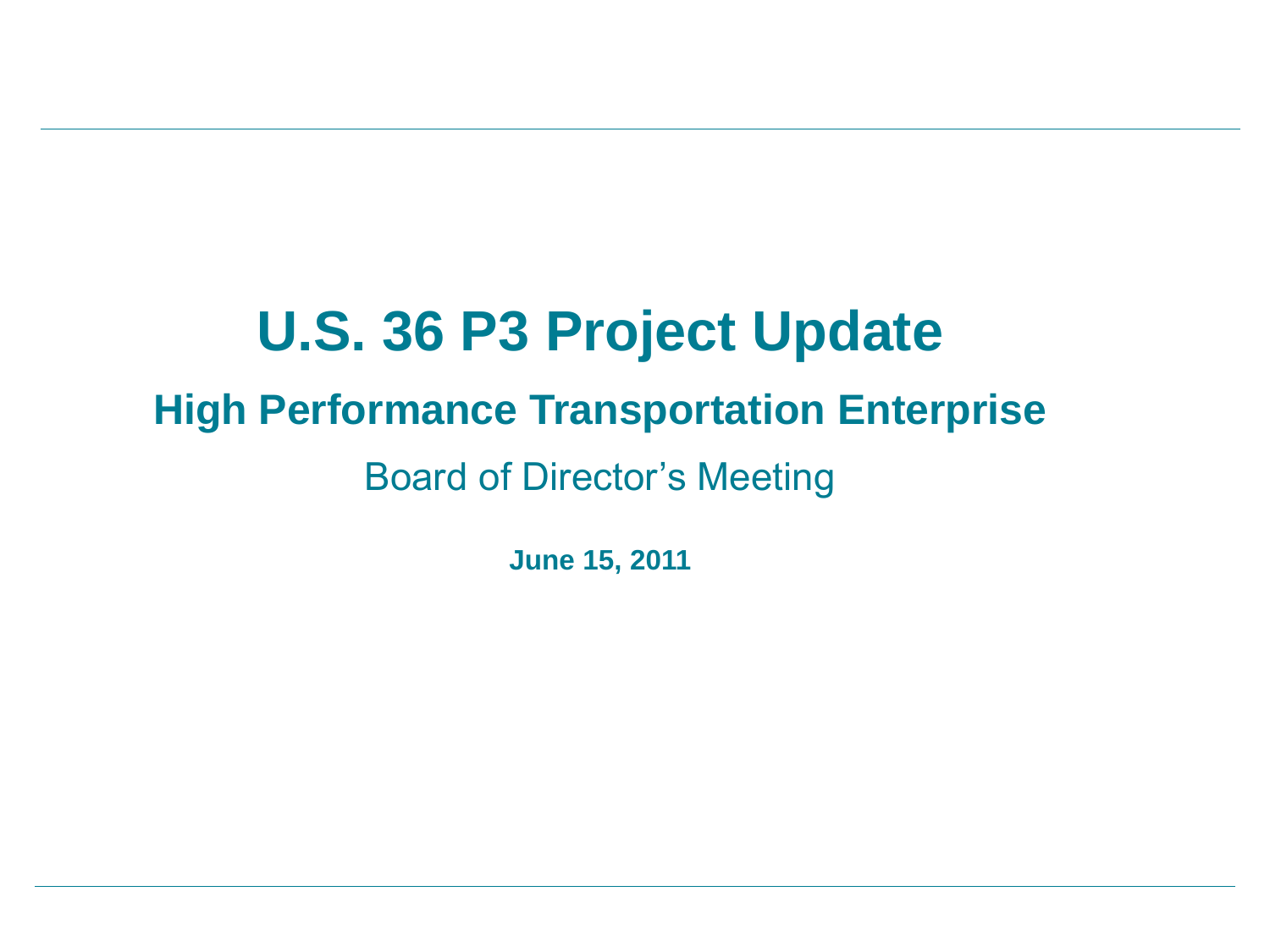# U.S. 36 P3 Project Update

## High Performance Transportation Enterprise

Board of Director's Meeting

**June 15, 2011**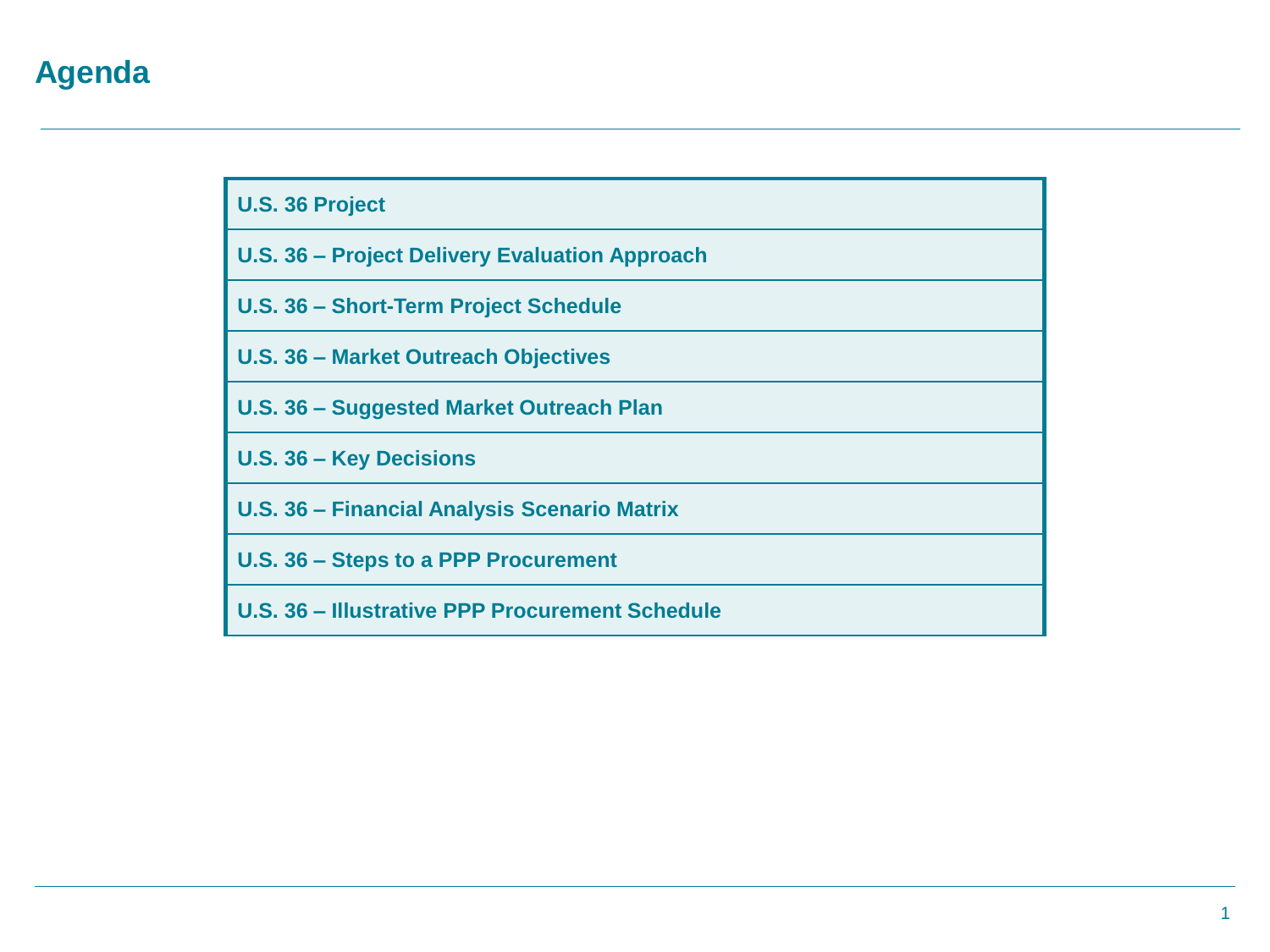# Agenda

| U.S. 36 Project |
| --- |
| U.S. 36 – Project Delivery Evaluation Approach |
| U.S. 36 – Short-Term Project Schedule |
| U.S. 36 – Market Outreach Objectives |
| U.S. 36 – Suggested Market Outreach Plan |
| U.S. 36 – Key Decisions |
| U.S. 36 – Financial Analysis Scenario Matrix |
| U.S. 36 – Steps to a PPP Procurement |
| U.S. 36 – Illustrative PPP Procurement Schedule |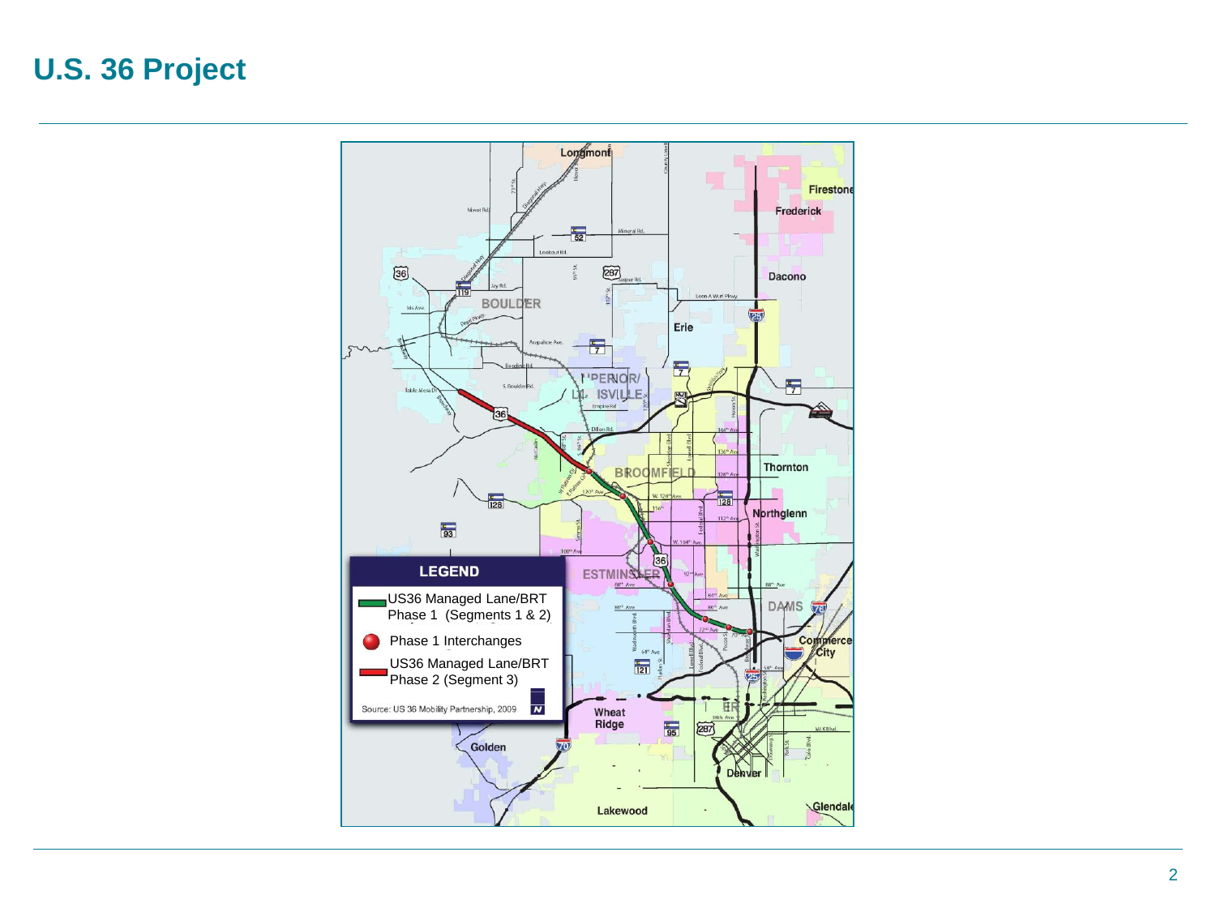# U.S. 36 Project

**LEGEND**

- US36 Managed Lane/BRT Phase 1 (Segments 1 & 2)
- Phase 1 Interchanges
- US36 Managed Lane/BRT Phase 2 (Segment 3)

Source: US 36 Mobility Partnership, 2009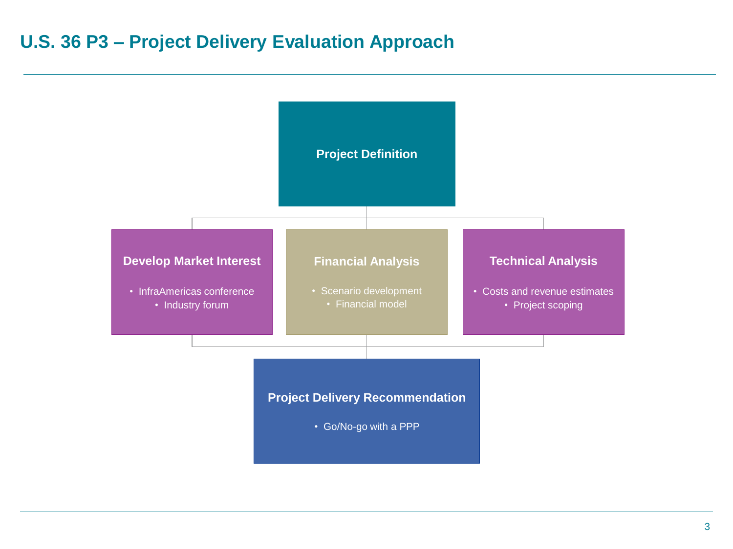# U.S. 36 P3 – Project Delivery Evaluation Approach

### Project Definition

### Develop Market Interest

- InfraAmericas conference
- Industry forum

### Financial Analysis

- Scenario development
- Financial model

### Technical Analysis

- Costs and revenue estimates
- Project scoping

### Project Delivery Recommendation

- Go/No-go with a PPP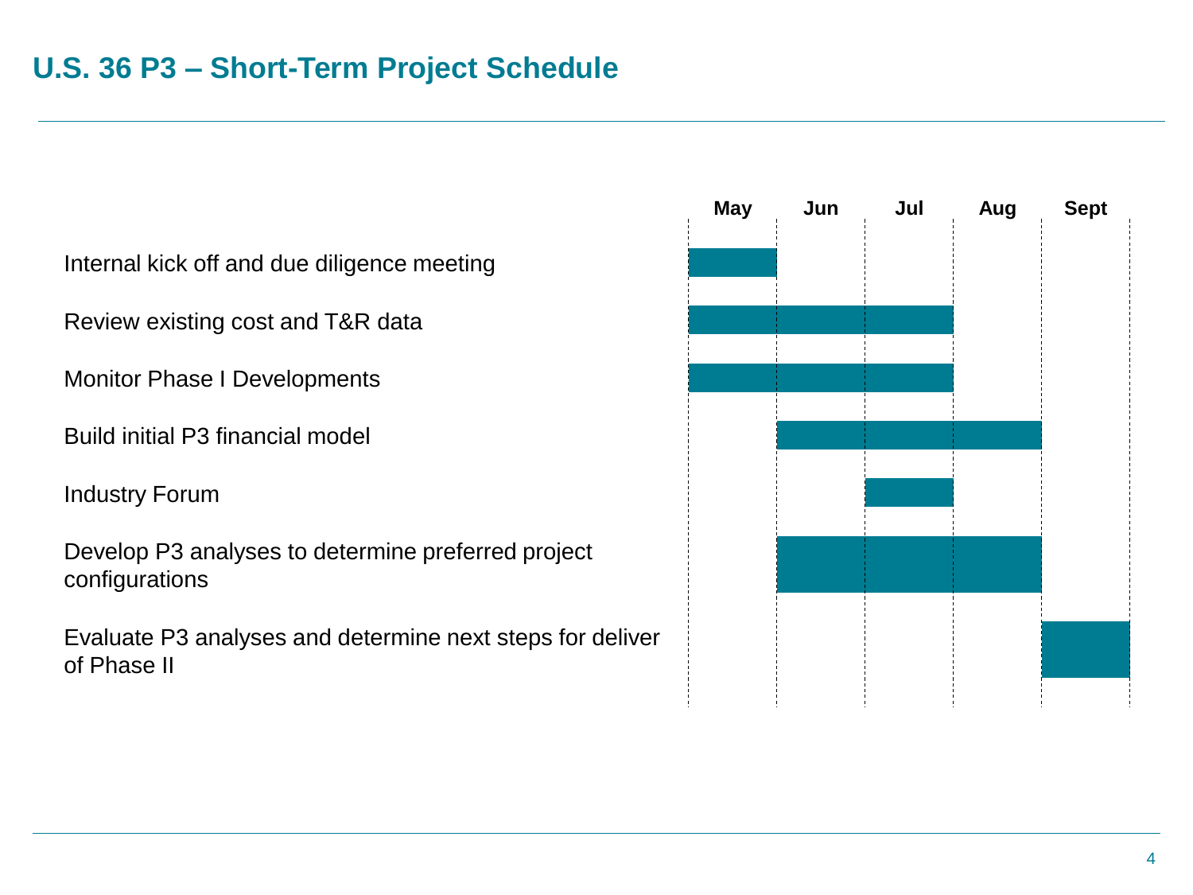# U.S. 36 P3 – Short-Term Project Schedule

| Task | May | Jun | Jul | Aug | Sept |
|---|---|---|---|---|---|
| Internal kick off and due diligence meeting | ■ | | | | |
| Review existing cost and T&R data | ■ | ■ | ■ | | |
| Monitor Phase I Developments | ■ | ■ | ■ | | |
| Build initial P3 financial model | | ■ | ■ | ■ | |
| Industry Forum | | | ■ | | |
| Develop P3 analyses to determine preferred project configurations | | ■ | ■ | ■ | |
| Evaluate P3 analyses and determine next steps for deliver of Phase II | | | | | ■ |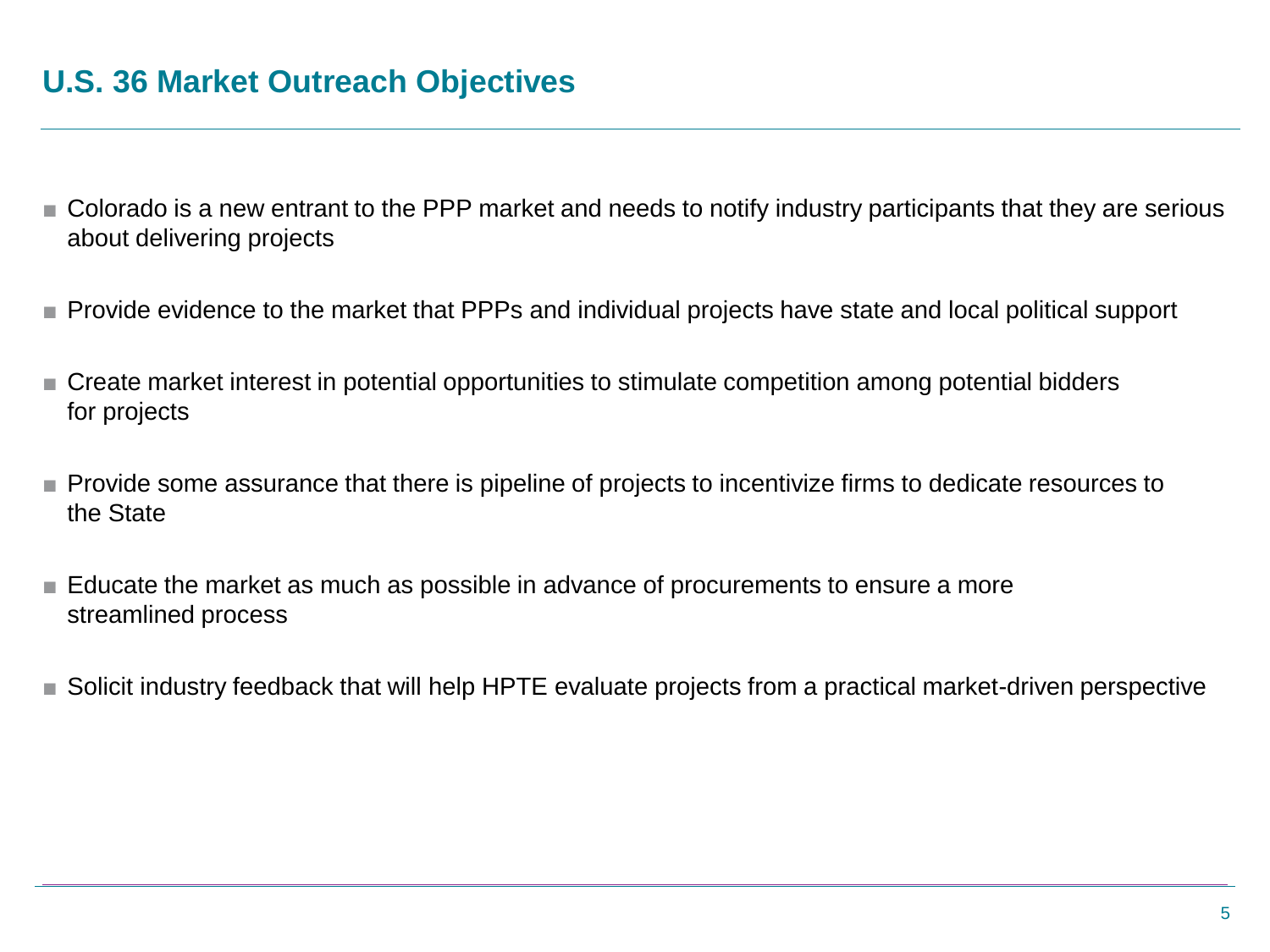# U.S. 36 Market Outreach Objectives

- Colorado is a new entrant to the PPP market and needs to notify industry participants that they are serious about delivering projects
- Provide evidence to the market that PPPs and individual projects have state and local political support
- Create market interest in potential opportunities to stimulate competition among potential bidders for projects
- Provide some assurance that there is pipeline of projects to incentivize firms to dedicate resources to the State
- Educate the market as much as possible in advance of procurements to ensure a more streamlined process
- Solicit industry feedback that will help HPTE evaluate projects from a practical market-driven perspective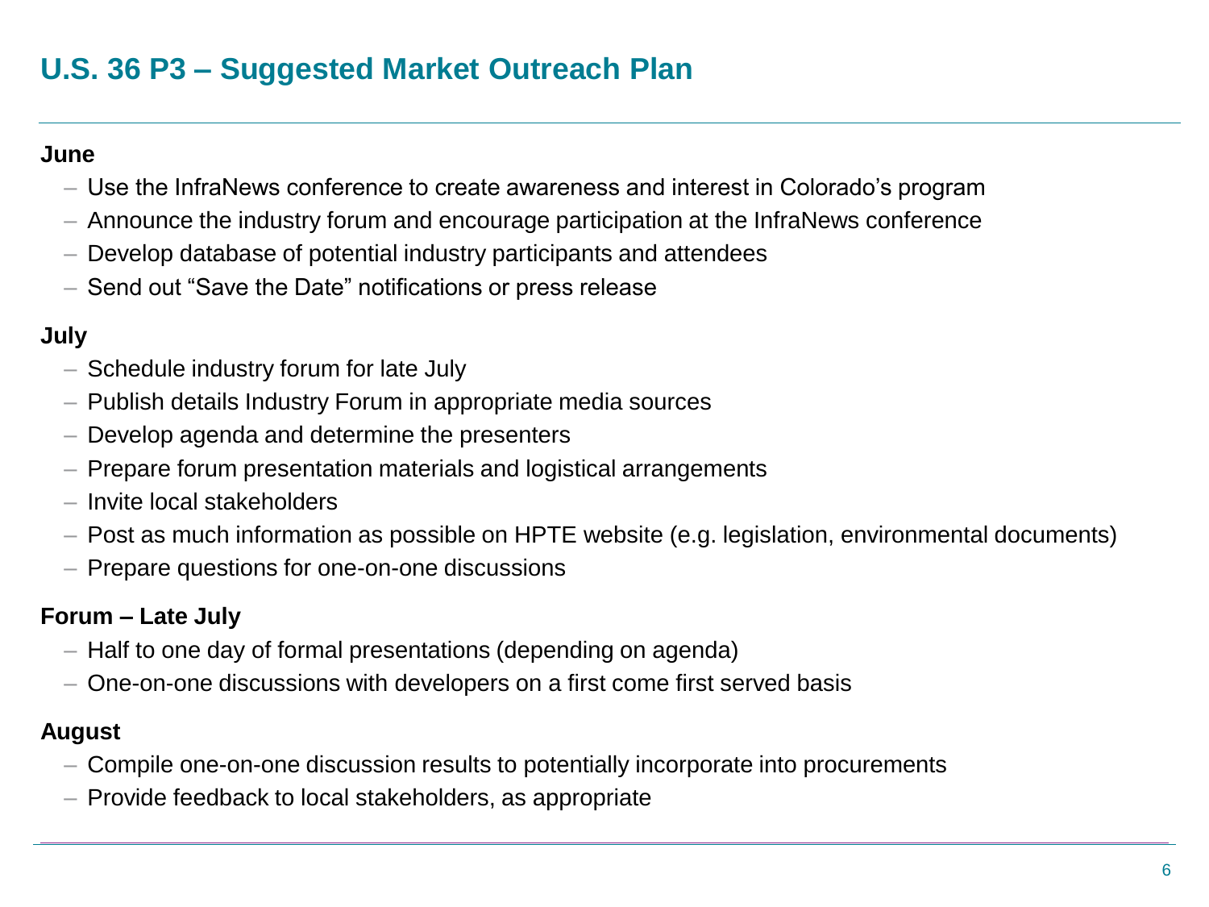# U.S. 36 P3 – Suggested Market Outreach Plan

**June**

- Use the InfraNews conference to create awareness and interest in Colorado's program
- Announce the industry forum and encourage participation at the InfraNews conference
- Develop database of potential industry participants and attendees
- Send out "Save the Date" notifications or press release

**July**

- Schedule industry forum for late July
- Publish details Industry Forum in appropriate media sources
- Develop agenda and determine the presenters
- Prepare forum presentation materials and logistical arrangements
- Invite local stakeholders
- Post as much information as possible on HPTE website (e.g. legislation, environmental documents)
- Prepare questions for one-on-one discussions

**Forum – Late July**

- Half to one day of formal presentations (depending on agenda)
- One-on-one discussions with developers on a first come first served basis

**August**

- Compile one-on-one discussion results to potentially incorporate into procurements
- Provide feedback to local stakeholders, as appropriate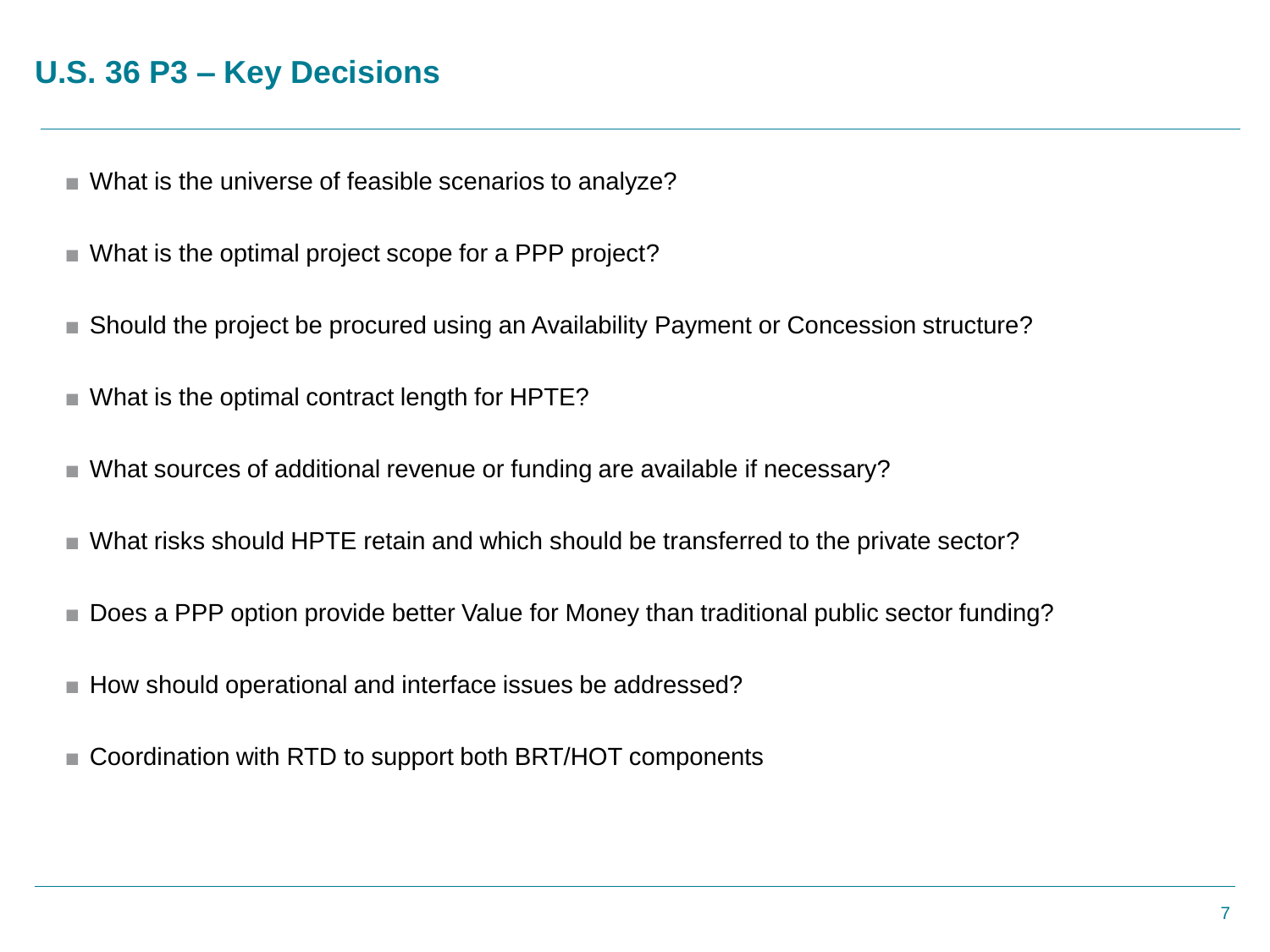# U.S. 36 P3 – Key Decisions

- What is the universe of feasible scenarios to analyze?
- What is the optimal project scope for a PPP project?
- Should the project be procured using an Availability Payment or Concession structure?
- What is the optimal contract length for HPTE?
- What sources of additional revenue or funding are available if necessary?
- What risks should HPTE retain and which should be transferred to the private sector?
- Does a PPP option provide better Value for Money than traditional public sector funding?
- How should operational and interface issues be addressed?
- Coordination with RTD to support both BRT/HOT components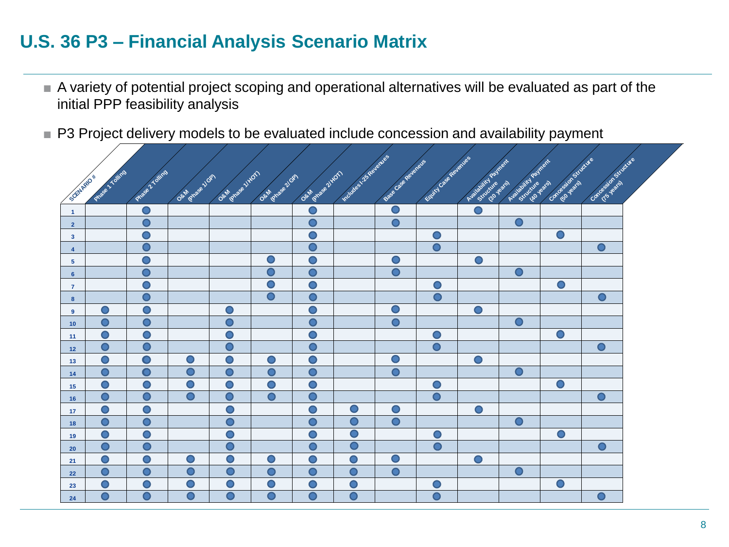# U.S. 36 P3 – Financial Analysis Scenario Matrix

- A variety of potential project scoping and operational alternatives will be evaluated as part of the initial PPP feasibility analysis
- P3 Project delivery models to be evaluated include concession and availability payment

| SCENARIO # | Phase 1 Tolling | Phase 2 Tolling | O&M (Phase 1/GP) | O&M (Phase 1/HOT) | O&M (Phase 2/GP) | O&M (Phase 2/HOT) | Includes I-25 Revenues | Base Case Reveneus | Equity Case Revenues | Availability Payment Structure (30 years) | Availability Payment Structure (40 years) | Concession Structure (50 years) | Concession Structure (75 years) |
|---|---|---|---|---|---|---|---|---|---|---|---|---|---|
| 1 | | ● | | | | ● | | ● | | ● | | | |
| 2 | | ● | | | | ● | | ● | | | ● | | |
| 3 | | ● | | | | ● | | | ● | | | ● | |
| 4 | | ● | | | | ● | | | ● | | | | ● |
| 5 | | ● | | | ● | ● | | ● | | ● | | | |
| 6 | | ● | | | ● | ● | | ● | | | ● | | |
| 7 | | ● | | | ● | ● | | | ● | | | ● | |
| 8 | | ● | | | ● | ● | | | ● | | | | ● |
| 9 | ● | ● | | ● | | ● | | ● | | ● | | | |
| 10 | ● | ● | | ● | | ● | | ● | | | ● | | |
| 11 | ● | ● | | ● | | ● | | | ● | | | ● | |
| 12 | ● | ● | | ● | | ● | | | ● | | | | ● |
| 13 | ● | ● | ● | ● | ● | ● | | ● | | ● | | | |
| 14 | ● | ● | ● | ● | ● | ● | | ● | | | ● | | |
| 15 | ● | ● | ● | ● | ● | ● | | | ● | | | ● | |
| 16 | ● | ● | ● | ● | ● | ● | | | ● | | | | ● |
| 17 | ● | ● | | ● | | ● | ● | ● | | ● | | | |
| 18 | ● | ● | | ● | | ● | ● | ● | | | ● | | |
| 19 | ● | ● | | ● | | ● | ● | | ● | | | ● | |
| 20 | ● | ● | | ● | | ● | ● | | ● | | | | ● |
| 21 | ● | ● | ● | ● | ● | ● | ● | ● | | ● | | | |
| 22 | ● | ● | ● | ● | ● | ● | ● | ● | | | ● | | |
| 23 | ● | ● | ● | ● | ● | ● | ● | | ● | | | ● | |
| 24 | ● | ● | ● | ● | ● | ● | ● | | ● | | | | ● |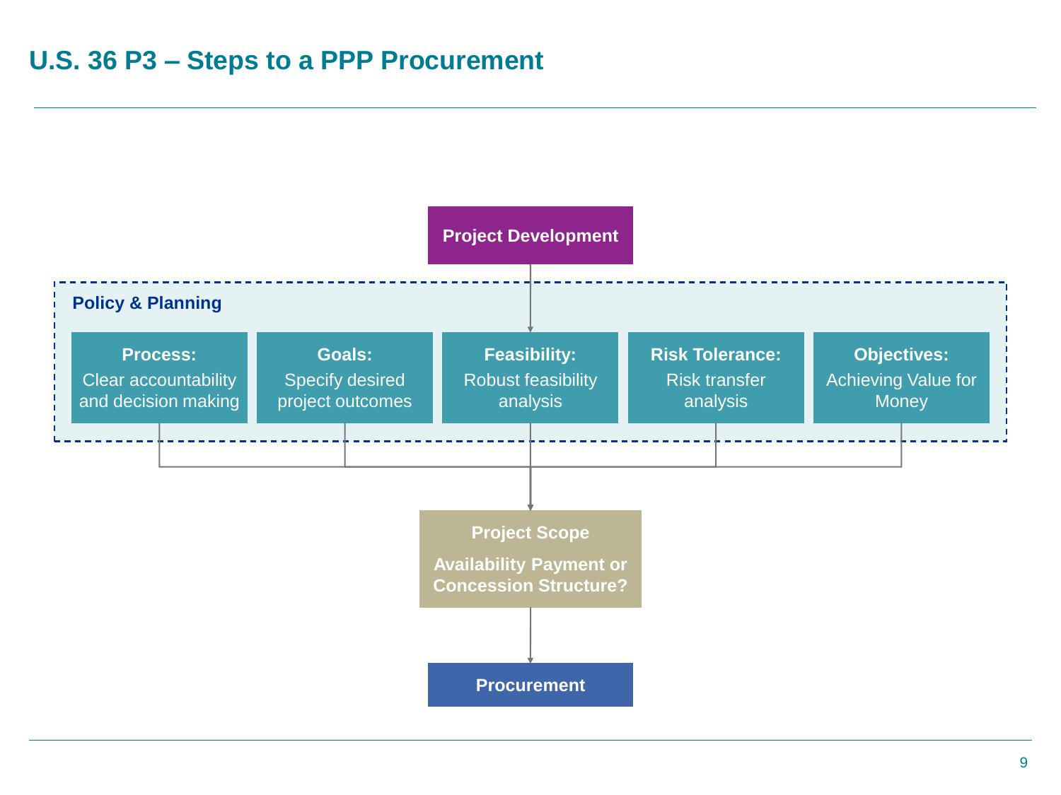# U.S. 36 P3 – Steps to a PPP Procurement

**Project Development**

**Policy & Planning**

- **Process:** Clear accountability and decision making
- **Goals:** Specify desired project outcomes
- **Feasibility:** Robust feasibility analysis
- **Risk Tolerance:** Risk transfer analysis
- **Objectives:** Achieving Value for Money

**Project Scope**

**Availability Payment or Concession Structure?**

**Procurement**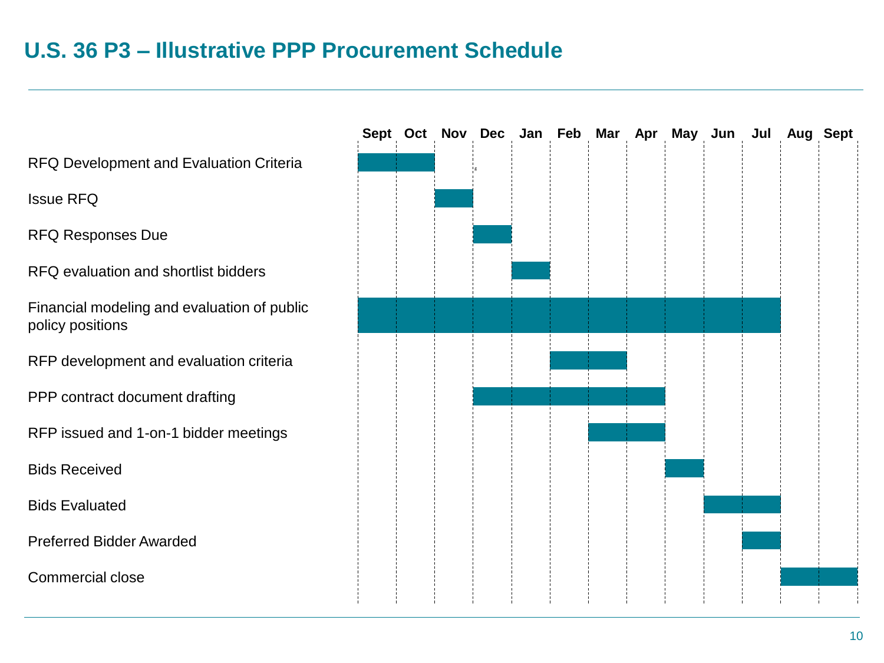# U.S. 36 P3 – Illustrative PPP Procurement Schedule

Sept Oct Nov Dec Jan Feb Mar Apr May Jun Jul Aug Sept

RFQ Development and Evaluation Criteria

Issue RFQ

RFQ Responses Due

RFQ evaluation and shortlist bidders

Financial modeling and evaluation of public policy positions

RFP development and evaluation criteria

PPP contract document drafting

RFP issued and 1-on-1 bidder meetings

Bids Received

Bids Evaluated

Preferred Bidder Awarded

Commercial close